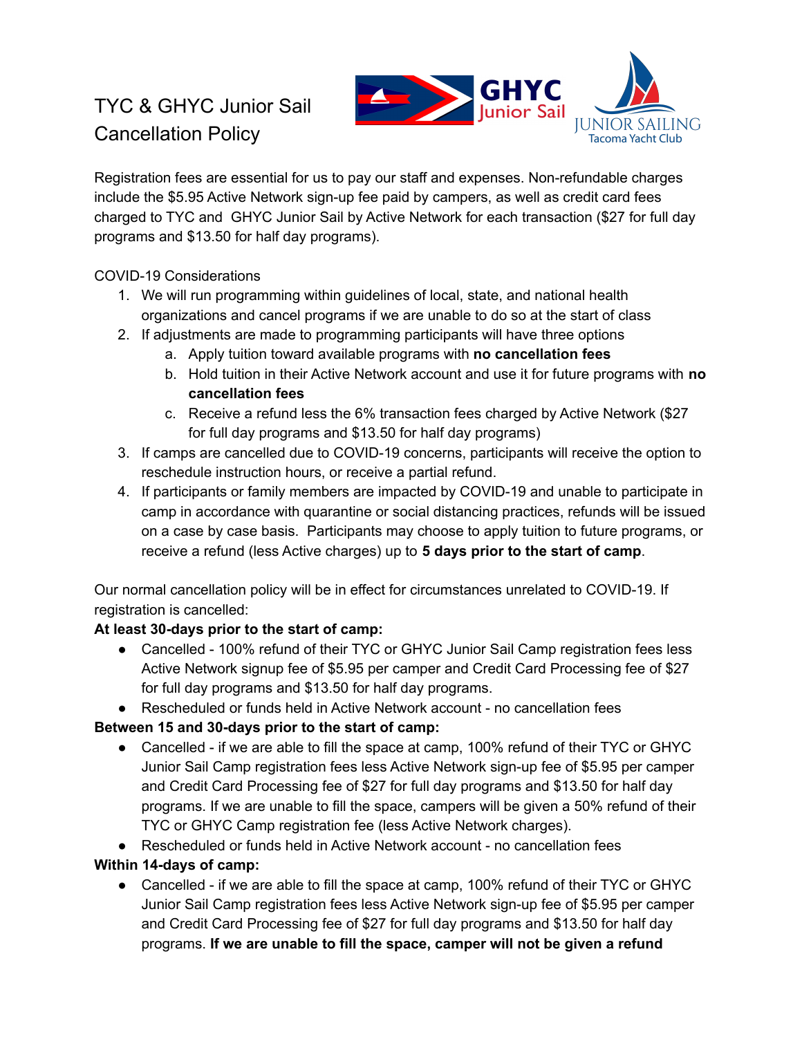# TYC & GHYC Junior Sail Cancellation Policy

Registration fees are essential for us to pay our staff and expenses. Non-refundable charges include the $5.95 Active Network sign-up fee paid by campers, as well as credit card fees charged to TYC and GHYC Junior Sail by Active Network for each transaction ($27 for full day programs and $13.50 for half day programs).

COVID-19 Considerations

1. We will run programming within guidelines of local, state, and national health organizations and cancel programs if we are unable to do so at the start of class
2. If adjustments are made to programming participants will have three options
   a. Apply tuition toward available programs with **no cancellation fees**
   b. Hold tuition in their Active Network account and use it for future programs with **no cancellation fees**
   c. Receive a refund less the 6% transaction fees charged by Active Network ($27 for full day programs and $13.50 for half day programs)
3. If camps are cancelled due to COVID-19 concerns, participants will receive the option to reschedule instruction hours, or receive a partial refund.
4. If participants or family members are impacted by COVID-19 and unable to participate in camp in accordance with quarantine or social distancing practices, refunds will be issued on a case by case basis. Participants may choose to apply tuition to future programs, or receive a refund (less Active charges) up to **5 days prior to the start of camp**.

Our normal cancellation policy will be in effect for circumstances unrelated to COVID-19. If registration is cancelled:

**At least 30-days prior to the start of camp:**

- Cancelled - 100% refund of their TYC or GHYC Junior Sail Camp registration fees less Active Network signup fee of $5.95 per camper and Credit Card Processing fee of $27 for full day programs and $13.50 for half day programs.
- Rescheduled or funds held in Active Network account - no cancellation fees

**Between 15 and 30-days prior to the start of camp:**

- Cancelled - if we are able to fill the space at camp, 100% refund of their TYC or GHYC Junior Sail Camp registration fees less Active Network sign-up fee of $5.95 per camper and Credit Card Processing fee of $27 for full day programs and $13.50 for half day programs. If we are unable to fill the space, campers will be given a 50% refund of their TYC or GHYC Camp registration fee (less Active Network charges).
- Rescheduled or funds held in Active Network account - no cancellation fees

**Within 14-days of camp:**

- Cancelled - if we are able to fill the space at camp, 100% refund of their TYC or GHYC Junior Sail Camp registration fees less Active Network sign-up fee of $5.95 per camper and Credit Card Processing fee of $27 for full day programs and $13.50 for half day programs. **If we are unable to fill the space, camper will not be given a refund**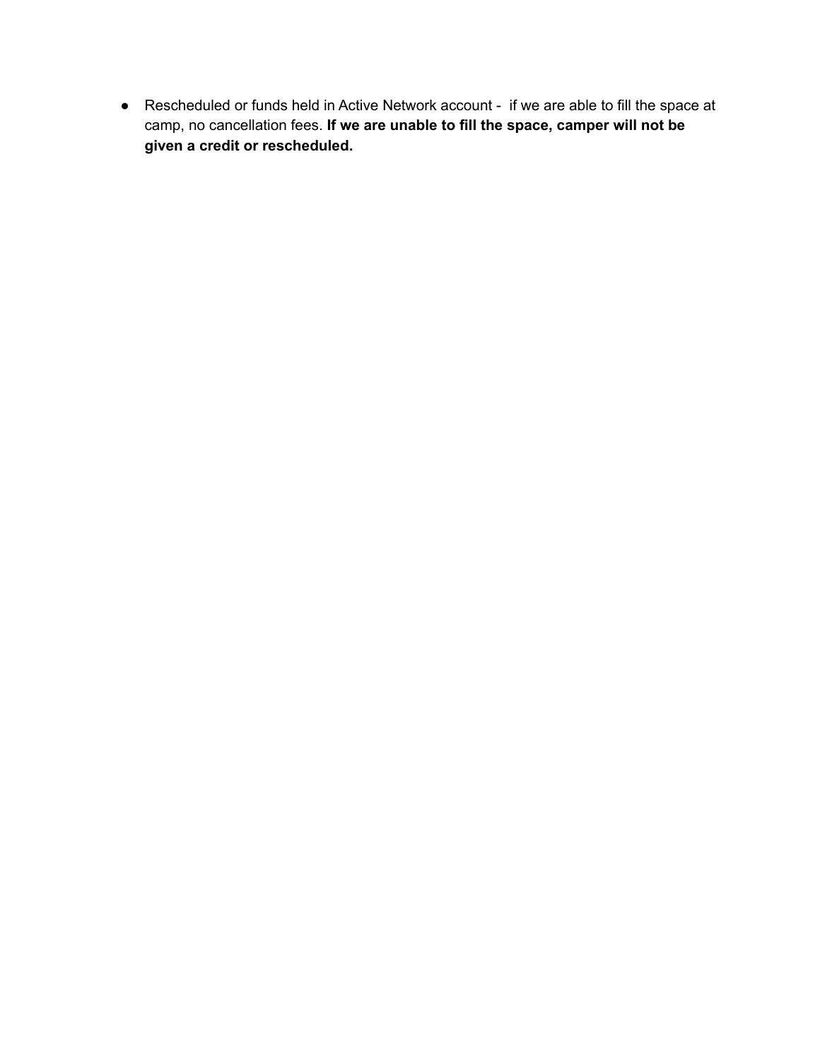- Rescheduled or funds held in Active Network account - if we are able to fill the space at camp, no cancellation fees. **If we are unable to fill the space, camper will not be given a credit or rescheduled.**